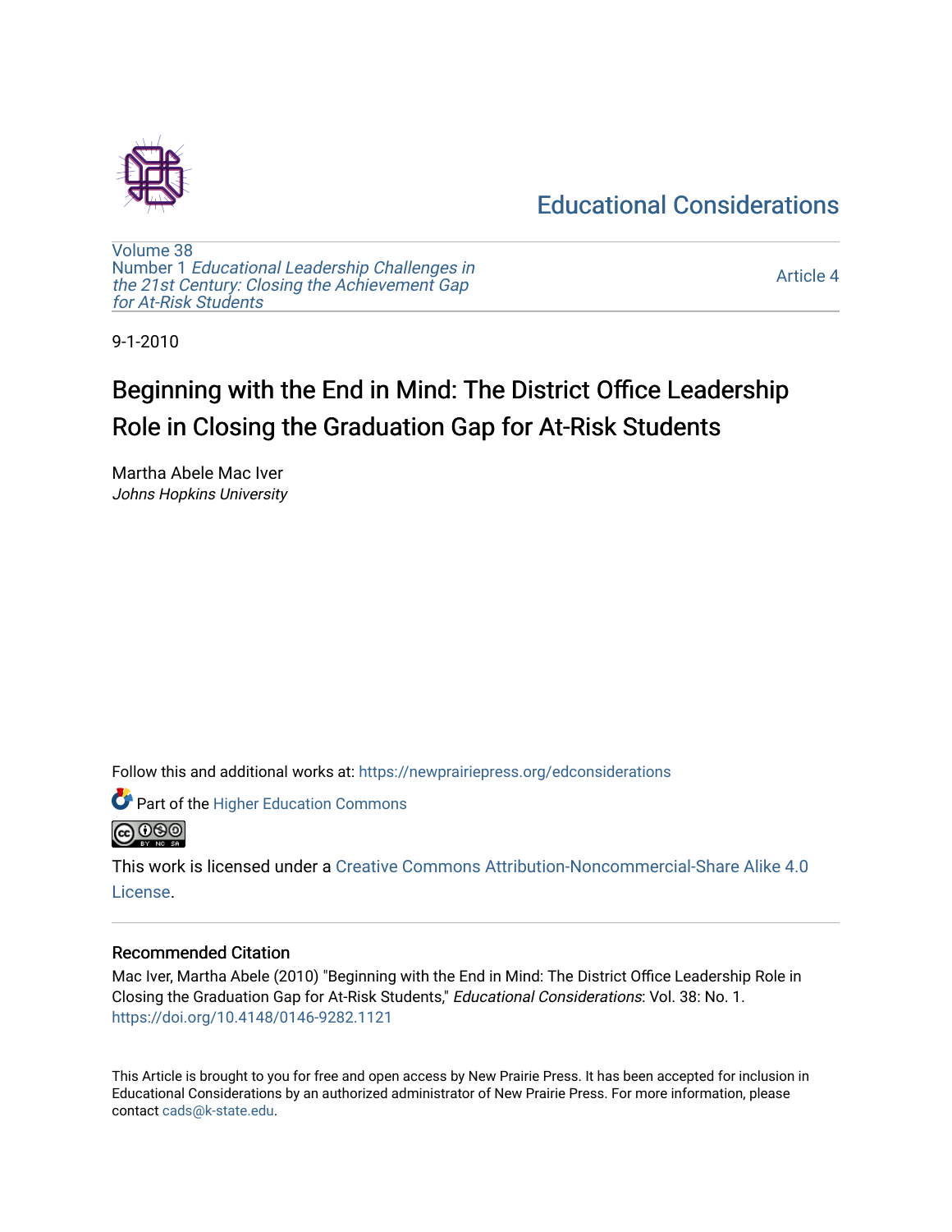Educational Considerations

Volume 38
Number 1 *Educational Leadership Challenges in the 21st Century: Closing the Achievement Gap for At-Risk Students*

Article 4

9-1-2010

# Beginning with the End in Mind: The District Office Leadership Role in Closing the Graduation Gap for At-Risk Students

Martha Abele Mac Iver
*Johns Hopkins University*

Follow this and additional works at: https://newprairiepress.org/edconsiderations

Part of the Higher Education Commons

This work is licensed under a Creative Commons Attribution-Noncommercial-Share Alike 4.0 License.

### Recommended Citation

Mac Iver, Martha Abele (2010) "Beginning with the End in Mind: The District Office Leadership Role in Closing the Graduation Gap for At-Risk Students," *Educational Considerations*: Vol. 38: No. 1. https://doi.org/10.4148/0146-9282.1121

This Article is brought to you for free and open access by New Prairie Press. It has been accepted for inclusion in Educational Considerations by an authorized administrator of New Prairie Press. For more information, please contact cads@k-state.edu.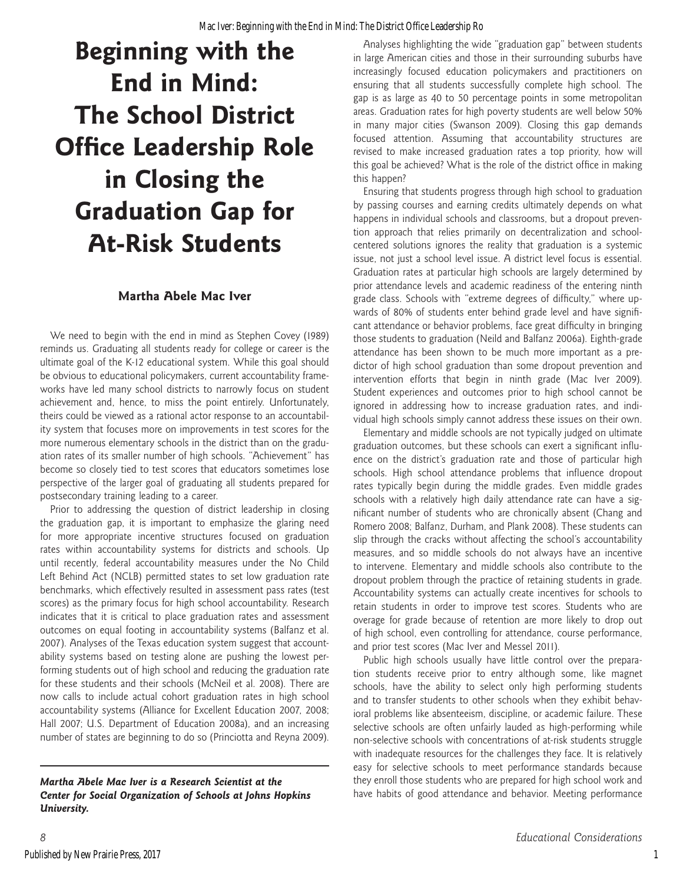# Beginning with the End in Mind: The School District Office Leadership Role in Closing the Graduation Gap for At-Risk Students

**Martha Abele Mac Iver**

We need to begin with the end in mind as Stephen Covey (1989) reminds us. Graduating all students ready for college or career is the ultimate goal of the K-12 educational system. While this goal should be obvious to educational policymakers, current accountability frameworks have led many school districts to narrowly focus on student achievement and, hence, to miss the point entirely. Unfortunately, theirs could be viewed as a rational actor response to an accountability system that focuses more on improvements in test scores for the more numerous elementary schools in the district than on the graduation rates of its smaller number of high schools. "Achievement" has become so closely tied to test scores that educators sometimes lose perspective of the larger goal of graduating all students prepared for postsecondary training leading to a career.

Prior to addressing the question of district leadership in closing the graduation gap, it is important to emphasize the glaring need for more appropriate incentive structures focused on graduation rates within accountability systems for districts and schools. Up until recently, federal accountability measures under the No Child Left Behind Act (NCLB) permitted states to set low graduation rate benchmarks, which effectively resulted in assessment pass rates (test scores) as the primary focus for high school accountability. Research indicates that it is critical to place graduation rates and assessment outcomes on equal footing in accountability systems (Balfanz et al. 2007). Analyses of the Texas education system suggest that accountability systems based on testing alone are pushing the lowest performing students out of high school and reducing the graduation rate for these students and their schools (McNeil et al. 2008). There are now calls to include actual cohort graduation rates in high school accountability systems (Alliance for Excellent Education 2007, 2008; Hall 2007; U.S. Department of Education 2008a), and an increasing number of states are beginning to do so (Princiotta and Reyna 2009).

***Martha Abele Mac Iver is a Research Scientist at the Center for Social Organization of Schools at Johns Hopkins University.***

Analyses highlighting the wide "graduation gap" between students in large American cities and those in their surrounding suburbs have increasingly focused education policymakers and practitioners on ensuring that all students successfully complete high school. The gap is as large as 40 to 50 percentage points in some metropolitan areas. Graduation rates for high poverty students are well below 50% in many major cities (Swanson 2009). Closing this gap demands focused attention. Assuming that accountability structures are revised to make increased graduation rates a top priority, how will this goal be achieved? What is the role of the district office in making this happen?

Ensuring that students progress through high school to graduation by passing courses and earning credits ultimately depends on what happens in individual schools and classrooms, but a dropout prevention approach that relies primarily on decentralization and school-centered solutions ignores the reality that graduation is a systemic issue, not just a school level issue. A district level focus is essential. Graduation rates at particular high schools are largely determined by prior attendance levels and academic readiness of the entering ninth grade class. Schools with "extreme degrees of difficulty," where upwards of 80% of students enter behind grade level and have significant attendance or behavior problems, face great difficulty in bringing those students to graduation (Neild and Balfanz 2006a). Eighth-grade attendance has been shown to be much more important as a predictor of high school graduation than some dropout prevention and intervention efforts that begin in ninth grade (Mac Iver 2009). Student experiences and outcomes prior to high school cannot be ignored in addressing how to increase graduation rates, and individual high schools simply cannot address these issues on their own.

Elementary and middle schools are not typically judged on ultimate graduation outcomes, but these schools can exert a significant influence on the district's graduation rate and those of particular high schools. High school attendance problems that influence dropout rates typically begin during the middle grades. Even middle grades schools with a relatively high daily attendance rate can have a significant number of students who are chronically absent (Chang and Romero 2008; Balfanz, Durham, and Plank 2008). These students can slip through the cracks without affecting the school's accountability measures, and so middle schools do not always have an incentive to intervene. Elementary and middle schools also contribute to the dropout problem through the practice of retaining students in grade. Accountability systems can actually create incentives for schools to retain students in order to improve test scores. Students who are overage for grade because of retention are more likely to drop out of high school, even controlling for attendance, course performance, and prior test scores (Mac Iver and Messel 2011).

Public high schools usually have little control over the preparation students receive prior to entry although some, like magnet schools, have the ability to select only high performing students and to transfer students to other schools when they exhibit behavioral problems like absenteeism, discipline, or academic failure. These selective schools are often unfairly lauded as high-performing while non-selective schools with concentrations of at-risk students struggle with inadequate resources for the challenges they face. It is relatively easy for selective schools to meet performance standards because they enroll those students who are prepared for high school work and have habits of good attendance and behavior. Meeting performance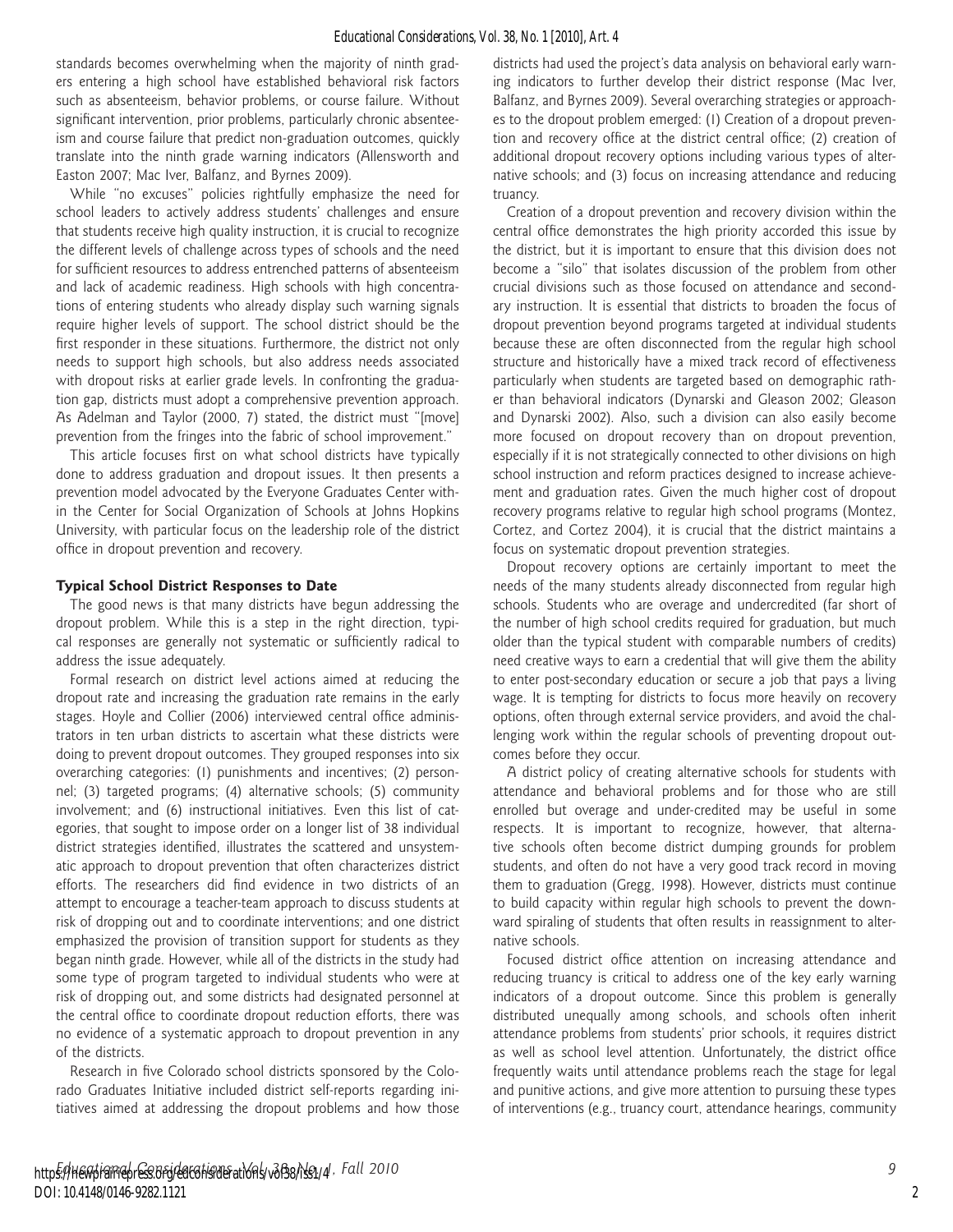standards becomes overwhelming when the majority of ninth graders entering a high school have established behavioral risk factors such as absenteeism, behavior problems, or course failure. Without significant intervention, prior problems, particularly chronic absenteeism and course failure that predict non-graduation outcomes, quickly translate into the ninth grade warning indicators (Allensworth and Easton 2007; Mac Iver, Balfanz, and Byrnes 2009).

While "no excuses" policies rightfully emphasize the need for school leaders to actively address students' challenges and ensure that students receive high quality instruction, it is crucial to recognize the different levels of challenge across types of schools and the need for sufficient resources to address entrenched patterns of absenteeism and lack of academic readiness. High schools with high concentrations of entering students who already display such warning signals require higher levels of support. The school district should be the first responder in these situations. Furthermore, the district not only needs to support high schools, but also address needs associated with dropout risks at earlier grade levels. In confronting the graduation gap, districts must adopt a comprehensive prevention approach. As Adelman and Taylor (2000, 7) stated, the district must "[move] prevention from the fringes into the fabric of school improvement."

This article focuses first on what school districts have typically done to address graduation and dropout issues. It then presents a prevention model advocated by the Everyone Graduates Center within the Center for Social Organization of Schools at Johns Hopkins University, with particular focus on the leadership role of the district office in dropout prevention and recovery.

### Typical School District Responses to Date

The good news is that many districts have begun addressing the dropout problem. While this is a step in the right direction, typical responses are generally not systematic or sufficiently radical to address the issue adequately.

Formal research on district level actions aimed at reducing the dropout rate and increasing the graduation rate remains in the early stages. Hoyle and Collier (2006) interviewed central office administrators in ten urban districts to ascertain what these districts were doing to prevent dropout outcomes. They grouped responses into six overarching categories: (1) punishments and incentives; (2) personnel; (3) targeted programs; (4) alternative schools; (5) community involvement; and (6) instructional initiatives. Even this list of categories, that sought to impose order on a longer list of 38 individual district strategies identified, illustrates the scattered and unsystematic approach to dropout prevention that often characterizes district efforts. The researchers did find evidence in two districts of an attempt to encourage a teacher-team approach to discuss students at risk of dropping out and to coordinate interventions; and one district emphasized the provision of transition support for students as they began ninth grade. However, while all of the districts in the study had some type of program targeted to individual students who were at risk of dropping out, and some districts had designated personnel at the central office to coordinate dropout reduction efforts, there was no evidence of a systematic approach to dropout prevention in any of the districts.

Research in five Colorado school districts sponsored by the Colorado Graduates Initiative included district self-reports regarding initiatives aimed at addressing the dropout problems and how those districts had used the project's data analysis on behavioral early warning indicators to further develop their district response (Mac Iver, Balfanz, and Byrnes 2009). Several overarching strategies or approaches to the dropout problem emerged: (1) Creation of a dropout prevention and recovery office at the district central office; (2) creation of additional dropout recovery options including various types of alternative schools; and (3) focus on increasing attendance and reducing truancy.

Creation of a dropout prevention and recovery division within the central office demonstrates the high priority accorded this issue by the district, but it is important to ensure that this division does not become a "silo" that isolates discussion of the problem from other crucial divisions such as those focused on attendance and secondary instruction. It is essential that districts to broaden the focus of dropout prevention beyond programs targeted at individual students because these are often disconnected from the regular high school structure and historically have a mixed track record of effectiveness particularly when students are targeted based on demographic rather than behavioral indicators (Dynarski and Gleason 2002; Gleason and Dynarski 2002). Also, such a division can also easily become more focused on dropout recovery than on dropout prevention, especially if it is not strategically connected to other divisions on high school instruction and reform practices designed to increase achievement and graduation rates. Given the much higher cost of dropout recovery programs relative to regular high school programs (Montez, Cortez, and Cortez 2004), it is crucial that the district maintains a focus on systematic dropout prevention strategies.

Dropout recovery options are certainly important to meet the needs of the many students already disconnected from regular high schools. Students who are overage and undercredited (far short of the number of high school credits required for graduation, but much older than the typical student with comparable numbers of credits) need creative ways to earn a credential that will give them the ability to enter post-secondary education or secure a job that pays a living wage. It is tempting for districts to focus more heavily on recovery options, often through external service providers, and avoid the challenging work within the regular schools of preventing dropout outcomes before they occur.

A district policy of creating alternative schools for students with attendance and behavioral problems and for those who are still enrolled but overage and under-credited may be useful in some respects. It is important to recognize, however, that alternative schools often become district dumping grounds for problem students, and often do not have a very good track record in moving them to graduation (Gregg, 1998). However, districts must continue to build capacity within regular high schools to prevent the downward spiraling of students that often results in reassignment to alternative schools.

Focused district office attention on increasing attendance and reducing truancy is critical to address one of the key early warning indicators of a dropout outcome. Since this problem is generally distributed unequally among schools, and schools often inherit attendance problems from students' prior schools, it requires district as well as school level attention. Unfortunately, the district office frequently waits until attendance problems reach the stage for legal and punitive actions, and give more attention to pursuing these types of interventions (e.g., truancy court, attendance hearings, community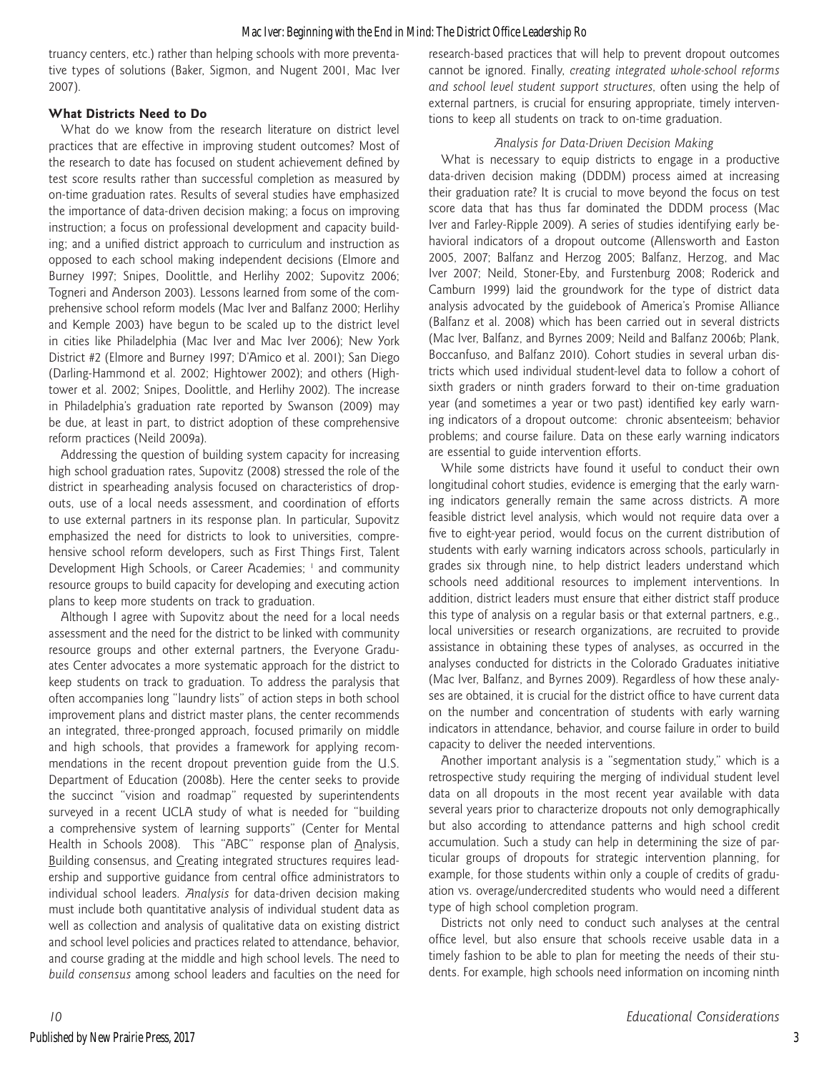truancy centers, etc.) rather than helping schools with more preventative types of solutions (Baker, Sigmon, and Nugent 2001, Mac Iver 2007).

### What Districts Need to Do

What do we know from the research literature on district level practices that are effective in improving student outcomes? Most of the research to date has focused on student achievement defined by test score results rather than successful completion as measured by on-time graduation rates. Results of several studies have emphasized the importance of data-driven decision making; a focus on improving instruction; a focus on professional development and capacity building; and a unified district approach to curriculum and instruction as opposed to each school making independent decisions (Elmore and Burney 1997; Snipes, Doolittle, and Herlihy 2002; Supovitz 2006; Togneri and Anderson 2003). Lessons learned from some of the comprehensive school reform models (Mac Iver and Balfanz 2000; Herlihy and Kemple 2003) have begun to be scaled up to the district level in cities like Philadelphia (Mac Iver and Mac Iver 2006); New York District #2 (Elmore and Burney 1997; D'Amico et al. 2001); San Diego (Darling-Hammond et al. 2002; Hightower 2002); and others (Hightower et al. 2002; Snipes, Doolittle, and Herlihy 2002). The increase in Philadelphia's graduation rate reported by Swanson (2009) may be due, at least in part, to district adoption of these comprehensive reform practices (Neild 2009a).

Addressing the question of building system capacity for increasing high school graduation rates, Supovitz (2008) stressed the role of the district in spearheading analysis focused on characteristics of dropouts, use of a local needs assessment, and coordination of efforts to use external partners in its response plan. In particular, Supovitz emphasized the need for districts to look to universities, comprehensive school reform developers, such as First Things First, Talent Development High Schools, or Career Academies; [1] and community resource groups to build capacity for developing and executing action plans to keep more students on track to graduation.

Although I agree with Supovitz about the need for a local needs assessment and the need for the district to be linked with community resource groups and other external partners, the Everyone Graduates Center advocates a more systematic approach for the district to keep students on track to graduation. To address the paralysis that often accompanies long "laundry lists" of action steps in both school improvement plans and district master plans, the center recommends an integrated, three-pronged approach, focused primarily on middle and high schools, that provides a framework for applying recommendations in the recent dropout prevention guide from the U.S. Department of Education (2008b). Here the center seeks to provide the succinct "vision and roadmap" requested by superintendents surveyed in a recent UCLA study of what is needed for "building a comprehensive system of learning supports" (Center for Mental Health in Schools 2008). This "ABC" response plan of Analysis, Building consensus, and Creating integrated structures requires leadership and supportive guidance from central office administrators to individual school leaders. *Analysis* for data-driven decision making must include both quantitative analysis of individual student data as well as collection and analysis of qualitative data on existing district and school level policies and practices related to attendance, behavior, and course grading at the middle and high school levels. The need to *build consensus* among school leaders and faculties on the need for research-based practices that will help to prevent dropout outcomes cannot be ignored. Finally, *creating integrated whole-school reforms and school level student support structures*, often using the help of external partners, is crucial for ensuring appropriate, timely interventions to keep all students on track to on-time graduation.

#### *Analysis for Data-Driven Decision Making*

What is necessary to equip districts to engage in a productive data-driven decision making (DDDM) process aimed at increasing their graduation rate? It is crucial to move beyond the focus on test score data that has thus far dominated the DDDM process (Mac Iver and Farley-Ripple 2009). A series of studies identifying early behavioral indicators of a dropout outcome (Allensworth and Easton 2005, 2007; Balfanz and Herzog 2005; Balfanz, Herzog, and Mac Iver 2007; Neild, Stoner-Eby, and Furstenburg 2008; Roderick and Camburn 1999) laid the groundwork for the type of district data analysis advocated by the guidebook of America's Promise Alliance (Balfanz et al. 2008) which has been carried out in several districts (Mac Iver, Balfanz, and Byrnes 2009; Neild and Balfanz 2006b; Plank, Boccanfuso, and Balfanz 2010). Cohort studies in several urban districts which used individual student-level data to follow a cohort of sixth graders or ninth graders forward to their on-time graduation year (and sometimes a year or two past) identified key early warning indicators of a dropout outcome: chronic absenteeism; behavior problems; and course failure. Data on these early warning indicators are essential to guide intervention efforts.

While some districts have found it useful to conduct their own longitudinal cohort studies, evidence is emerging that the early warning indicators generally remain the same across districts. A more feasible district level analysis, which would not require data over a five to eight-year period, would focus on the current distribution of students with early warning indicators across schools, particularly in grades six through nine, to help district leaders understand which schools need additional resources to implement interventions. In addition, district leaders must ensure that either district staff produce this type of analysis on a regular basis or that external partners, e.g., local universities or research organizations, are recruited to provide assistance in obtaining these types of analyses, as occurred in the analyses conducted for districts in the Colorado Graduates initiative (Mac Iver, Balfanz, and Byrnes 2009). Regardless of how these analyses are obtained, it is crucial for the district office to have current data on the number and concentration of students with early warning indicators in attendance, behavior, and course failure in order to build capacity to deliver the needed interventions.

Another important analysis is a "segmentation study," which is a retrospective study requiring the merging of individual student level data on all dropouts in the most recent year available with data several years prior to characterize dropouts not only demographically but also according to attendance patterns and high school credit accumulation. Such a study can help in determining the size of particular groups of dropouts for strategic intervention planning, for example, for those students within only a couple of credits of graduation vs. overage/undercredited students who would need a different type of high school completion program.

Districts not only need to conduct such analyses at the central office level, but also ensure that schools receive usable data in a timely fashion to be able to plan for meeting the needs of their students. For example, high schools need information on incoming ninth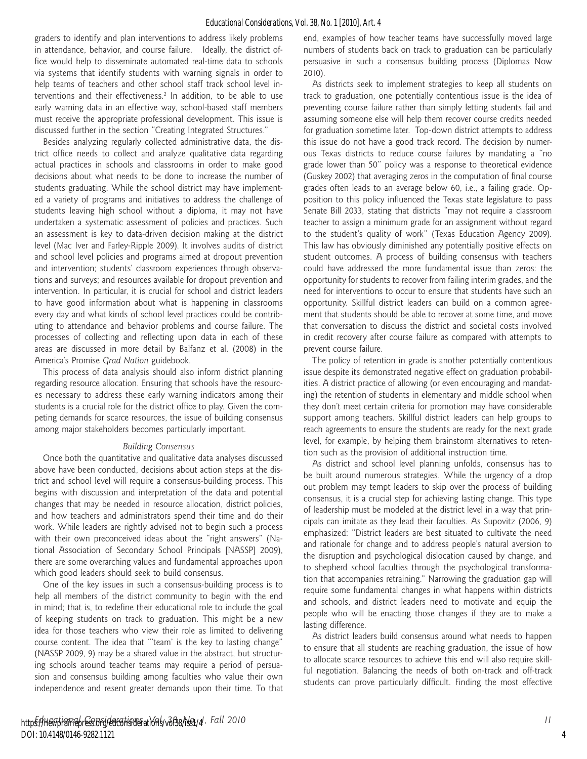graders to identify and plan interventions to address likely problems in attendance, behavior, and course failure. Ideally, the district office would help to disseminate automated real-time data to schools via systems that identify students with warning signals in order to help teams of teachers and other school staff track school level interventions and their effectiveness.[2] In addition, to be able to use early warning data in an effective way, school-based staff members must receive the appropriate professional development. This issue is discussed further in the section "Creating Integrated Structures."

Besides analyzing regularly collected administrative data, the district office needs to collect and analyze qualitative data regarding actual practices in schools and classrooms in order to make good decisions about what needs to be done to increase the number of students graduating. While the school district may have implemented a variety of programs and initiatives to address the challenge of students leaving high school without a diploma, it may not have undertaken a systematic assessment of policies and practices. Such an assessment is key to data-driven decision making at the district level (Mac Iver and Farley-Ripple 2009). It involves audits of district and school level policies and programs aimed at dropout prevention and intervention; students' classroom experiences through observations and surveys; and resources available for dropout prevention and intervention. In particular, it is crucial for school and district leaders to have good information about what is happening in classrooms every day and what kinds of school level practices could be contributing to attendance and behavior problems and course failure. The processes of collecting and reflecting upon data in each of these areas are discussed in more detail by Balfanz et al. (2008) in the America's Promise *Grad Nation* guidebook.

This process of data analysis should also inform district planning regarding resource allocation. Ensuring that schools have the resources necessary to address these early warning indicators among their students is a crucial role for the district office to play. Given the competing demands for scarce resources, the issue of building consensus among major stakeholders becomes particularly important.

### *Building Consensus*

Once both the quantitative and qualitative data analyses discussed above have been conducted, decisions about action steps at the district and school level will require a consensus-building process. This begins with discussion and interpretation of the data and potential changes that may be needed in resource allocation, district policies, and how teachers and administrators spend their time and do their work. While leaders are rightly advised not to begin such a process with their own preconceived ideas about the "right answers" (National Association of Secondary School Principals [NASSP] 2009), there are some overarching values and fundamental approaches upon which good leaders should seek to build consensus.

One of the key issues in such a consensus-building process is to help all members of the district community to begin with the end in mind; that is, to redefine their educational role to include the goal of keeping students on track to graduation. This might be a new idea for those teachers who view their role as limited to delivering course content. The idea that "'team' is the key to lasting change" (NASSP 2009, 9) may be a shared value in the abstract, but structuring schools around teacher teams may require a period of persuasion and consensus building among faculties who value their own independence and resent greater demands upon their time. To that end, examples of how teacher teams have successfully moved large numbers of students back on track to graduation can be particularly persuasive in such a consensus building process (Diplomas Now 2010).

As districts seek to implement strategies to keep all students on track to graduation, one potentially contentious issue is the idea of preventing course failure rather than simply letting students fail and assuming someone else will help them recover course credits needed for graduation sometime later. Top-down district attempts to address this issue do not have a good track record. The decision by numerous Texas districts to reduce course failures by mandating a "no grade lower than 50" policy was a response to theoretical evidence (Guskey 2002) that averaging zeros in the computation of final course grades often leads to an average below 60, i.e., a failing grade. Opposition to this policy influenced the Texas state legislature to pass Senate Bill 2033, stating that districts "may not require a classroom teacher to assign a minimum grade for an assignment without regard to the student's quality of work" (Texas Education Agency 2009). This law has obviously diminished any potentially positive effects on student outcomes. A process of building consensus with teachers could have addressed the more fundamental issue than zeros: the opportunity for students to recover from failing interim grades, and the need for interventions to occur to ensure that students have such an opportunity. Skillful district leaders can build on a common agreement that students should be able to recover at some time, and move that conversation to discuss the district and societal costs involved in credit recovery after course failure as compared with attempts to prevent course failure.

The policy of retention in grade is another potentially contentious issue despite its demonstrated negative effect on graduation probabilities. A district practice of allowing (or even encouraging and mandating) the retention of students in elementary and middle school when they don't meet certain criteria for promotion may have considerable support among teachers. Skillful district leaders can help groups to reach agreements to ensure the students are ready for the next grade level, for example, by helping them brainstorm alternatives to retention such as the provision of additional instruction time.

As district and school level planning unfolds, consensus has to be built around numerous strategies. While the urgency of a drop out problem may tempt leaders to skip over the process of building consensus, it is a crucial step for achieving lasting change. This type of leadership must be modeled at the district level in a way that principals can imitate as they lead their faculties. As Supovitz (2006, 9) emphasized: "District leaders are best situated to cultivate the need and rationale for change and to address people's natural aversion to the disruption and psychological dislocation caused by change, and to shepherd school faculties through the psychological transformation that accompanies retraining." Narrowing the graduation gap will require some fundamental changes in what happens within districts and schools, and district leaders need to motivate and equip the people who will be enacting those changes if they are to make a lasting difference.

As district leaders build consensus around what needs to happen to ensure that all students are reaching graduation, the issue of how to allocate scarce resources to achieve this end will also require skillful negotiation. Balancing the needs of both on-track and off-track students can prove particularly difficult. Finding the most effective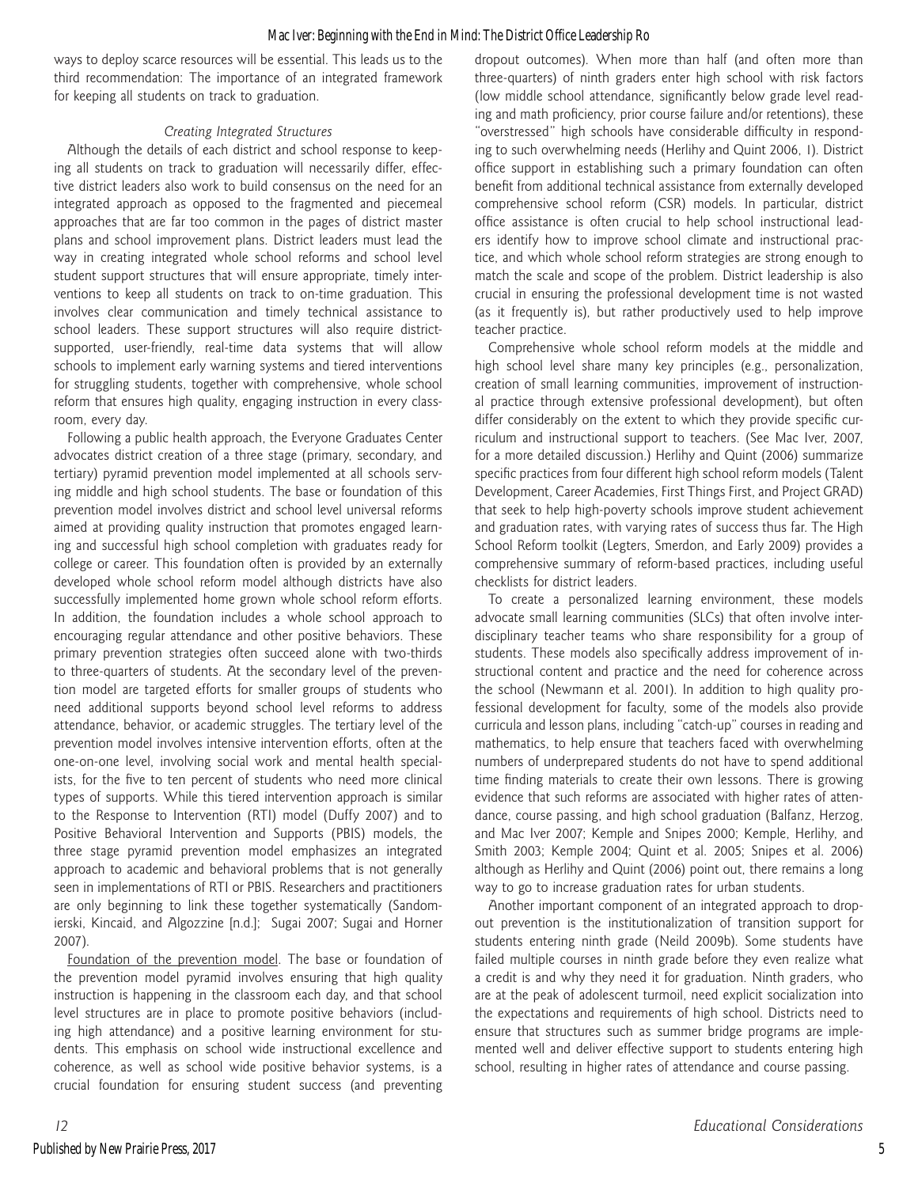ways to deploy scarce resources will be essential. This leads us to the third recommendation: The importance of an integrated framework for keeping all students on track to graduation.

### *Creating Integrated Structures*

Although the details of each district and school response to keeping all students on track to graduation will necessarily differ, effective district leaders also work to build consensus on the need for an integrated approach as opposed to the fragmented and piecemeal approaches that are far too common in the pages of district master plans and school improvement plans. District leaders must lead the way in creating integrated whole school reforms and school level student support structures that will ensure appropriate, timely interventions to keep all students on track to on-time graduation. This involves clear communication and timely technical assistance to school leaders. These support structures will also require district-supported, user-friendly, real-time data systems that will allow schools to implement early warning systems and tiered interventions for struggling students, together with comprehensive, whole school reform that ensures high quality, engaging instruction in every classroom, every day.

Following a public health approach, the Everyone Graduates Center advocates district creation of a three stage (primary, secondary, and tertiary) pyramid prevention model implemented at all schools serving middle and high school students. The base or foundation of this prevention model involves district and school level universal reforms aimed at providing quality instruction that promotes engaged learning and successful high school completion with graduates ready for college or career. This foundation often is provided by an externally developed whole school reform model although districts have also successfully implemented home grown whole school reform efforts. In addition, the foundation includes a whole school approach to encouraging regular attendance and other positive behaviors. These primary prevention strategies often succeed alone with two-thirds to three-quarters of students. At the secondary level of the prevention model are targeted efforts for smaller groups of students who need additional supports beyond school level reforms to address attendance, behavior, or academic struggles. The tertiary level of the prevention model involves intensive intervention efforts, often at the one-on-one level, involving social work and mental health specialists, for the five to ten percent of students who need more clinical types of supports. While this tiered intervention approach is similar to the Response to Intervention (RTI) model (Duffy 2007) and to Positive Behavioral Intervention and Supports (PBIS) models, the three stage pyramid prevention model emphasizes an integrated approach to academic and behavioral problems that is not generally seen in implementations of RTI or PBIS. Researchers and practitioners are only beginning to link these together systematically (Sandomierski, Kincaid, and Algozzine [n.d.]; Sugai 2007; Sugai and Horner 2007).

<u>Foundation of the prevention model</u>. The base or foundation of the prevention model pyramid involves ensuring that high quality instruction is happening in the classroom each day, and that school level structures are in place to promote positive behaviors (including high attendance) and a positive learning environment for students. This emphasis on school wide instructional excellence and coherence, as well as school wide positive behavior systems, is a crucial foundation for ensuring student success (and preventing dropout outcomes). When more than half (and often more than three-quarters) of ninth graders enter high school with risk factors (low middle school attendance, significantly below grade level reading and math proficiency, prior course failure and/or retentions), these "overstressed" high schools have considerable difficulty in responding to such overwhelming needs (Herlihy and Quint 2006, 1). District office support in establishing such a primary foundation can often benefit from additional technical assistance from externally developed comprehensive school reform (CSR) models. In particular, district office assistance is often crucial to help school instructional leaders identify how to improve school climate and instructional practice, and which whole school reform strategies are strong enough to match the scale and scope of the problem. District leadership is also crucial in ensuring the professional development time is not wasted (as it frequently is), but rather productively used to help improve teacher practice.

Comprehensive whole school reform models at the middle and high school level share many key principles (e.g., personalization, creation of small learning communities, improvement of instructional practice through extensive professional development), but often differ considerably on the extent to which they provide specific curriculum and instructional support to teachers. (See Mac Iver, 2007, for a more detailed discussion.) Herlihy and Quint (2006) summarize specific practices from four different high school reform models (Talent Development, Career Academies, First Things First, and Project GRAD) that seek to help high-poverty schools improve student achievement and graduation rates, with varying rates of success thus far. The High School Reform toolkit (Legters, Smerdon, and Early 2009) provides a comprehensive summary of reform-based practices, including useful checklists for district leaders.

To create a personalized learning environment, these models advocate small learning communities (SLCs) that often involve interdisciplinary teacher teams who share responsibility for a group of students. These models also specifically address improvement of instructional content and practice and the need for coherence across the school (Newmann et al. 2001). In addition to high quality professional development for faculty, some of the models also provide curricula and lesson plans, including "catch-up" courses in reading and mathematics, to help ensure that teachers faced with overwhelming numbers of underprepared students do not have to spend additional time finding materials to create their own lessons. There is growing evidence that such reforms are associated with higher rates of attendance, course passing, and high school graduation (Balfanz, Herzog, and Mac Iver 2007; Kemple and Snipes 2000; Kemple, Herlihy, and Smith 2003; Kemple 2004; Quint et al. 2005; Snipes et al. 2006) although as Herlihy and Quint (2006) point out, there remains a long way to go to increase graduation rates for urban students.

Another important component of an integrated approach to dropout prevention is the institutionalization of transition support for students entering ninth grade (Neild 2009b). Some students have failed multiple courses in ninth grade before they even realize what a credit is and why they need it for graduation. Ninth graders, who are at the peak of adolescent turmoil, need explicit socialization into the expectations and requirements of high school. Districts need to ensure that structures such as summer bridge programs are implemented well and deliver effective support to students entering high school, resulting in higher rates of attendance and course passing.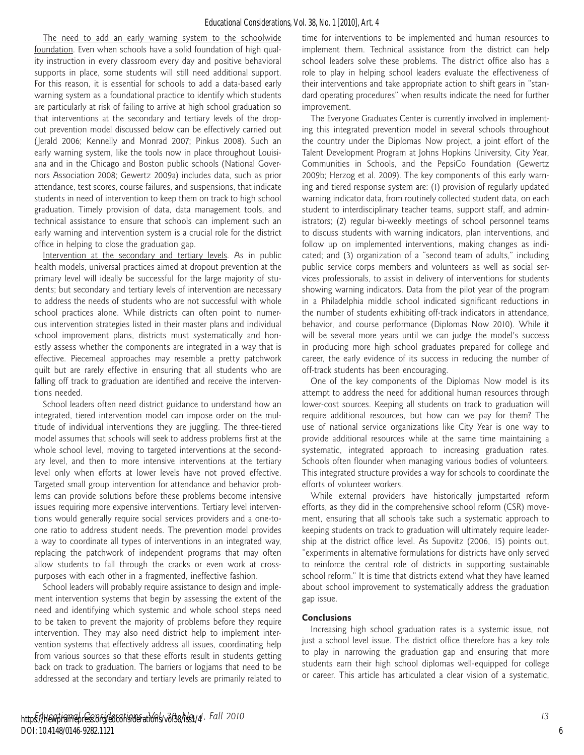The need to add an early warning system to the schoolwide foundation. Even when schools have a solid foundation of high quality instruction in every classroom every day and positive behavioral supports in place, some students will still need additional support. For this reason, it is essential for schools to add a data-based early warning system as a foundational practice to identify which students are particularly at risk of failing to arrive at high school graduation so that interventions at the secondary and tertiary levels of the dropout prevention model discussed below can be effectively carried out (Jerald 2006; Kennelly and Monrad 2007; Pinkus 2008). Such an early warning system, like the tools now in place throughout Louisiana and in the Chicago and Boston public schools (National Governors Association 2008; Gewertz 2009a) includes data, such as prior attendance, test scores, course failures, and suspensions, that indicate students in need of intervention to keep them on track to high school graduation. Timely provision of data, data management tools, and technical assistance to ensure that schools can implement such an early warning and intervention system is a crucial role for the district office in helping to close the graduation gap.

Intervention at the secondary and tertiary levels. As in public health models, universal practices aimed at dropout prevention at the primary level will ideally be successful for the large majority of students; but secondary and tertiary levels of intervention are necessary to address the needs of students who are not successful with whole school practices alone. While districts can often point to numerous intervention strategies listed in their master plans and individual school improvement plans, districts must systematically and honestly assess whether the components are integrated in a way that is effective. Piecemeal approaches may resemble a pretty patchwork quilt but are rarely effective in ensuring that all students who are falling off track to graduation are identified and receive the interventions needed.

School leaders often need district guidance to understand how an integrated, tiered intervention model can impose order on the multitude of individual interventions they are juggling. The three-tiered model assumes that schools will seek to address problems first at the whole school level, moving to targeted interventions at the secondary level, and then to more intensive interventions at the tertiary level only when efforts at lower levels have not proved effective. Targeted small group intervention for attendance and behavior problems can provide solutions before these problems become intensive issues requiring more expensive interventions. Tertiary level interventions would generally require social services providers and a one-to-one ratio to address student needs. The prevention model provides a way to coordinate all types of interventions in an integrated way, replacing the patchwork of independent programs that may often allow students to fall through the cracks or even work at cross-purposes with each other in a fragmented, ineffective fashion.

School leaders will probably require assistance to design and implement intervention systems that begin by assessing the extent of the need and identifying which systemic and whole school steps need to be taken to prevent the majority of problems before they require intervention. They may also need district help to implement intervention systems that effectively address all issues, coordinating help from various sources so that these efforts result in students getting back on track to graduation. The barriers or logjams that need to be addressed at the secondary and tertiary levels are primarily related to time for interventions to be implemented and human resources to implement them. Technical assistance from the district can help school leaders solve these problems. The district office also has a role to play in helping school leaders evaluate the effectiveness of their interventions and take appropriate action to shift gears in "standard operating procedures" when results indicate the need for further improvement.

The Everyone Graduates Center is currently involved in implementing this integrated prevention model in several schools throughout the country under the Diplomas Now project, a joint effort of the Talent Development Program at Johns Hopkins University, City Year, Communities in Schools, and the PepsiCo Foundation (Gewertz 2009b; Herzog et al. 2009). The key components of this early warning and tiered response system are: (1) provision of regularly updated warning indicator data, from routinely collected student data, on each student to interdisciplinary teacher teams, support staff, and administrators; (2) regular bi-weekly meetings of school personnel teams to discuss students with warning indicators, plan interventions, and follow up on implemented interventions, making changes as indicated; and (3) organization of a "second team of adults," including public service corps members and volunteers as well as social services professionals, to assist in delivery of interventions for students showing warning indicators. Data from the pilot year of the program in a Philadelphia middle school indicated significant reductions in the number of students exhibiting off-track indicators in attendance, behavior, and course performance (Diplomas Now 2010). While it will be several more years until we can judge the model's success in producing more high school graduates prepared for college and career, the early evidence of its success in reducing the number of off-track students has been encouraging.

One of the key components of the Diplomas Now model is its attempt to address the need for additional human resources through lower-cost sources. Keeping all students on track to graduation will require additional resources, but how can we pay for them? The use of national service organizations like City Year is one way to provide additional resources while at the same time maintaining a systematic, integrated approach to increasing graduation rates. Schools often flounder when managing various bodies of volunteers. This integrated structure provides a way for schools to coordinate the efforts of volunteer workers.

While external providers have historically jumpstarted reform efforts, as they did in the comprehensive school reform (CSR) movement, ensuring that all schools take such a systematic approach to keeping students on track to graduation will ultimately require leadership at the district office level. As Supovitz (2006, 15) points out, "experiments in alternative formulations for districts have only served to reinforce the central role of districts in supporting sustainable school reform." It is time that districts extend what they have learned about school improvement to systematically address the graduation gap issue.

## Conclusions

Increasing high school graduation rates is a systemic issue, not just a school level issue. The district office therefore has a key role to play in narrowing the graduation gap and ensuring that more students earn their high school diplomas well-equipped for college or career. This article has articulated a clear vision of a systematic,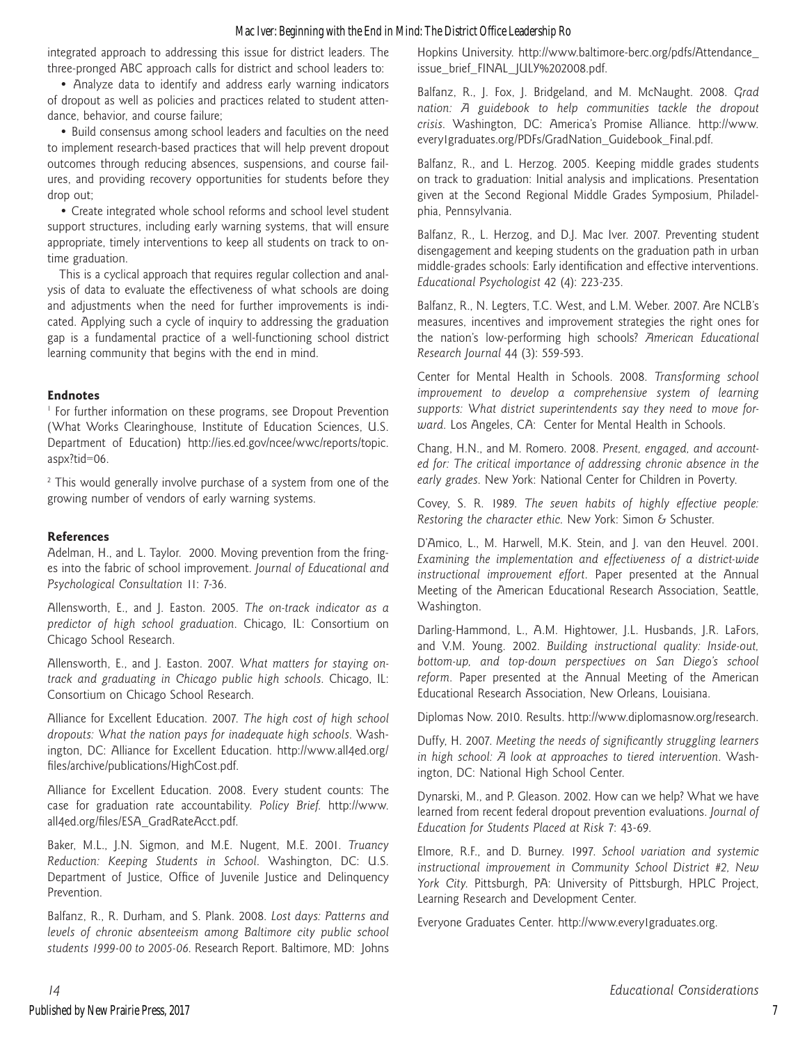integrated approach to addressing this issue for district leaders. The three-pronged ABC approach calls for district and school leaders to:

- Analyze data to identify and address early warning indicators of dropout as well as policies and practices related to student attendance, behavior, and course failure;
- Build consensus among school leaders and faculties on the need to implement research-based practices that will help prevent dropout outcomes through reducing absences, suspensions, and course failures, and providing recovery opportunities for students before they drop out;
- Create integrated whole school reforms and school level student support structures, including early warning systems, that will ensure appropriate, timely interventions to keep all students on track to on-time graduation.

This is a cyclical approach that requires regular collection and analysis of data to evaluate the effectiveness of what schools are doing and adjustments when the need for further improvements is indicated. Applying such a cycle of inquiry to addressing the graduation gap is a fundamental practice of a well-functioning school district learning community that begins with the end in mind.

### Endnotes

[1] For further information on these programs, see Dropout Prevention (What Works Clearinghouse, Institute of Education Sciences, U.S. Department of Education) http://ies.ed.gov/ncee/wwc/reports/topic.aspx?tid=06.

[2] This would generally involve purchase of a system from one of the growing number of vendors of early warning systems.

### References

Adelman, H., and L. Taylor. 2000. Moving prevention from the fringes into the fabric of school improvement. *Journal of Educational and Psychological Consultation* 11: 7-36.

Allensworth, E., and J. Easton. 2005. *The on-track indicator as a predictor of high school graduation*. Chicago, IL: Consortium on Chicago School Research.

Allensworth, E., and J. Easton. 2007. *What matters for staying on-track and graduating in Chicago public high schools*. Chicago, IL: Consortium on Chicago School Research.

Alliance for Excellent Education. 2007. *The high cost of high school dropouts: What the nation pays for inadequate high schools*. Washington, DC: Alliance for Excellent Education. http://www.all4ed.org/files/archive/publications/HighCost.pdf.

Alliance for Excellent Education. 2008. Every student counts: The case for graduation rate accountability. *Policy Brief*. http://www.all4ed.org/files/ESA_GradRateAcct.pdf.

Baker, M.L., J.N. Sigmon, and M.E. Nugent, M.E. 2001. *Truancy Reduction: Keeping Students in School*. Washington, DC: U.S. Department of Justice, Office of Juvenile Justice and Delinquency Prevention.

Balfanz, R., R. Durham, and S. Plank. 2008. *Lost days: Patterns and levels of chronic absenteeism among Baltimore city public school students 1999-00 to 2005-06*. Research Report. Baltimore, MD: Johns Hopkins University. http://www.baltimore-berc.org/pdfs/Attendance_issue_brief_FINAL_JULY%202008.pdf.

Balfanz, R., J. Fox, J. Bridgeland, and M. McNaught. 2008. *Grad nation: A guidebook to help communities tackle the dropout crisis*. Washington, DC: America's Promise Alliance. http://www.every1graduates.org/PDFs/GradNation_Guidebook_Final.pdf.

Balfanz, R., and L. Herzog. 2005. Keeping middle grades students on track to graduation: Initial analysis and implications. Presentation given at the Second Regional Middle Grades Symposium, Philadelphia, Pennsylvania.

Balfanz, R., L. Herzog, and D.J. Mac Iver. 2007. Preventing student disengagement and keeping students on the graduation path in urban middle-grades schools: Early identification and effective interventions. *Educational Psychologist* 42 (4): 223-235.

Balfanz, R., N. Legters, T.C. West, and L.M. Weber. 2007. Are NCLB's measures, incentives and improvement strategies the right ones for the nation's low-performing high schools? *American Educational Research Journal* 44 (3): 559-593.

Center for Mental Health in Schools. 2008. *Transforming school improvement to develop a comprehensive system of learning supports: What district superintendents say they need to move forward*. Los Angeles, CA: Center for Mental Health in Schools.

Chang, H.N., and M. Romero. 2008. *Present, engaged, and accounted for: The critical importance of addressing chronic absence in the early grades*. New York: National Center for Children in Poverty.

Covey, S. R. 1989. *The seven habits of highly effective people: Restoring the character ethic*. New York: Simon & Schuster.

D'Amico, L., M. Harwell, M.K. Stein, and J. van den Heuvel. 2001. *Examining the implementation and effectiveness of a district-wide instructional improvement effort*. Paper presented at the Annual Meeting of the American Educational Research Association, Seattle, Washington.

Darling-Hammond, L., A.M. Hightower, J.L. Husbands, J.R. LaFors, and V.M. Young. 2002. *Building instructional quality: Inside-out, bottom-up, and top-down perspectives on San Diego's school reform*. Paper presented at the Annual Meeting of the American Educational Research Association, New Orleans, Louisiana.

Diplomas Now. 2010. Results. http://www.diplomasnow.org/research.

Duffy, H. 2007. *Meeting the needs of significantly struggling learners in high school: A look at approaches to tiered intervention*. Washington, DC: National High School Center.

Dynarski, M., and P. Gleason. 2002. How can we help? What we have learned from recent federal dropout prevention evaluations. *Journal of Education for Students Placed at Risk* 7: 43-69.

Elmore, R.F., and D. Burney. 1997. *School variation and systemic instructional improvement in Community School District #2, New York City*. Pittsburgh, PA: University of Pittsburgh, HPLC Project, Learning Research and Development Center.

Everyone Graduates Center. http://www.every1graduates.org.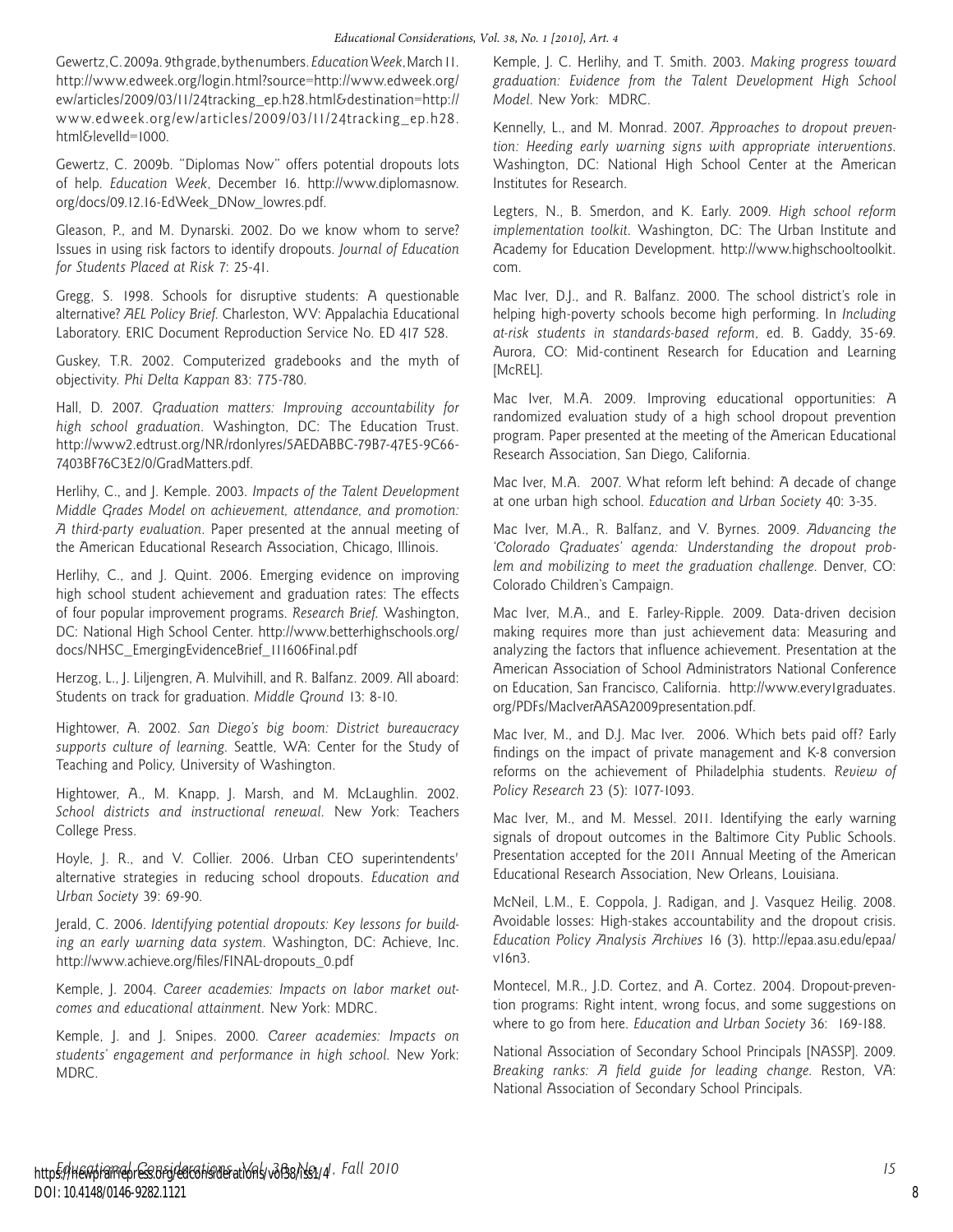Gewertz, C. 2009a. 9th grade, by the numbers. *Education Week*, March 11. http://www.edweek.org/login.html?source=http://www.edweek.org/ew/articles/2009/03/11/24tracking_ep.h28.html&destination=http://www.edweek.org/ew/articles/2009/03/11/24tracking_ep.h28.html&levelId=1000.

Gewertz, C. 2009b. "Diplomas Now" offers potential dropouts lots of help. *Education Week*, December 16. http://www.diplomasnow.org/docs/09.12.16-EdWeek_DNow_lowres.pdf.

Gleason, P., and M. Dynarski. 2002. Do we know whom to serve? Issues in using risk factors to identify dropouts. *Journal of Education for Students Placed at Risk* 7: 25-41.

Gregg, S. 1998. Schools for disruptive students: A questionable alternative? *AEL Policy Brief*. Charleston, WV: Appalachia Educational Laboratory. ERIC Document Reproduction Service No. ED 417 528.

Guskey, T.R. 2002. Computerized gradebooks and the myth of objectivity. *Phi Delta Kappan* 83: 775-780.

Hall, D. 2007. *Graduation matters: Improving accountability for high school graduation*. Washington, DC: The Education Trust. http://www2.edtrust.org/NR/rdonlyres/5AEDABBC-79B7-47E5-9C66-7403BF76C3E2/0/GradMatters.pdf.

Herlihy, C., and J. Kemple. 2003. *Impacts of the Talent Development Middle Grades Model on achievement, attendance, and promotion: A third-party evaluation*. Paper presented at the annual meeting of the American Educational Research Association, Chicago, Illinois.

Herlihy, C., and J. Quint. 2006. Emerging evidence on improving high school student achievement and graduation rates: The effects of four popular improvement programs. *Research Brief*. Washington, DC: National High School Center. http://www.betterhighschools.org/docs/NHSC_EmergingEvidenceBrief_111606Final.pdf

Herzog, L., J. Liljengren, A. Mulvihill, and R. Balfanz. 2009. All aboard: Students on track for graduation. *Middle Ground* 13: 8-10.

Hightower, A. 2002. *San Diego's big boom: District bureaucracy supports culture of learning*. Seattle, WA: Center for the Study of Teaching and Policy, University of Washington.

Hightower, A., M. Knapp, J. Marsh, and M. McLaughlin. 2002. *School districts and instructional renewal*. New York: Teachers College Press.

Hoyle, J. R., and V. Collier. 2006. Urban CEO superintendents' alternative strategies in reducing school dropouts. *Education and Urban Society* 39: 69-90.

Jerald, C. 2006. *Identifying potential dropouts: Key lessons for building an early warning data system*. Washington, DC: Achieve, Inc. http://www.achieve.org/files/FINAL-dropouts_0.pdf

Kemple, J. 2004. *Career academies: Impacts on labor market outcomes and educational attainment*. New York: MDRC.

Kemple, J. and J. Snipes. 2000. *Career academies: Impacts on students' engagement and performance in high school*. New York: MDRC.

Kemple, J. C. Herlihy, and T. Smith. 2003. *Making progress toward graduation: Evidence from the Talent Development High School Model*. New York: MDRC.

Kennelly, L., and M. Monrad. 2007. *Approaches to dropout prevention: Heeding early warning signs with appropriate interventions*. Washington, DC: National High School Center at the American Institutes for Research.

Legters, N., B. Smerdon, and K. Early. 2009. *High school reform implementation toolkit*. Washington, DC: The Urban Institute and Academy for Education Development. http://www.highschooltoolkit.com.

Mac Iver, D.J., and R. Balfanz. 2000. The school district's role in helping high-poverty schools become high performing. In *Including at-risk students in standards-based reform*, ed. B. Gaddy, 35-69. Aurora, CO: Mid-continent Research for Education and Learning [McREL].

Mac Iver, M.A. 2009. Improving educational opportunities: A randomized evaluation study of a high school dropout prevention program. Paper presented at the meeting of the American Educational Research Association, San Diego, California.

Mac Iver, M.A. 2007. What reform left behind: A decade of change at one urban high school. *Education and Urban Society* 40: 3-35.

Mac Iver, M.A., R. Balfanz, and V. Byrnes. 2009. *Advancing the 'Colorado Graduates' agenda: Understanding the dropout problem and mobilizing to meet the graduation challenge*. Denver, CO: Colorado Children's Campaign.

Mac Iver, M.A., and E. Farley-Ripple. 2009. Data-driven decision making requires more than just achievement data: Measuring and analyzing the factors that influence achievement. Presentation at the American Association of School Administrators National Conference on Education, San Francisco, California. http://www.every1graduates.org/PDFs/MacIverAASA2009presentation.pdf.

Mac Iver, M., and D.J. Mac Iver. 2006. Which bets paid off? Early findings on the impact of private management and K-8 conversion reforms on the achievement of Philadelphia students. *Review of Policy Research* 23 (5): 1077-1093.

Mac Iver, M., and M. Messel. 2011. Identifying the early warning signals of dropout outcomes in the Baltimore City Public Schools. Presentation accepted for the 2011 Annual Meeting of the American Educational Research Association, New Orleans, Louisiana.

McNeil, L.M., E. Coppola, J. Radigan, and J. Vasquez Heilig. 2008. Avoidable losses: High-stakes accountability and the dropout crisis. *Education Policy Analysis Archives* 16 (3). http://epaa.asu.edu/epaa/v16n3.

Montecel, M.R., J.D. Cortez, and A. Cortez. 2004. Dropout-prevention programs: Right intent, wrong focus, and some suggestions on where to go from here. *Education and Urban Society* 36: 169-188.

National Association of Secondary School Principals [NASSP]. 2009. *Breaking ranks: A field guide for leading change*. Reston, VA: National Association of Secondary School Principals.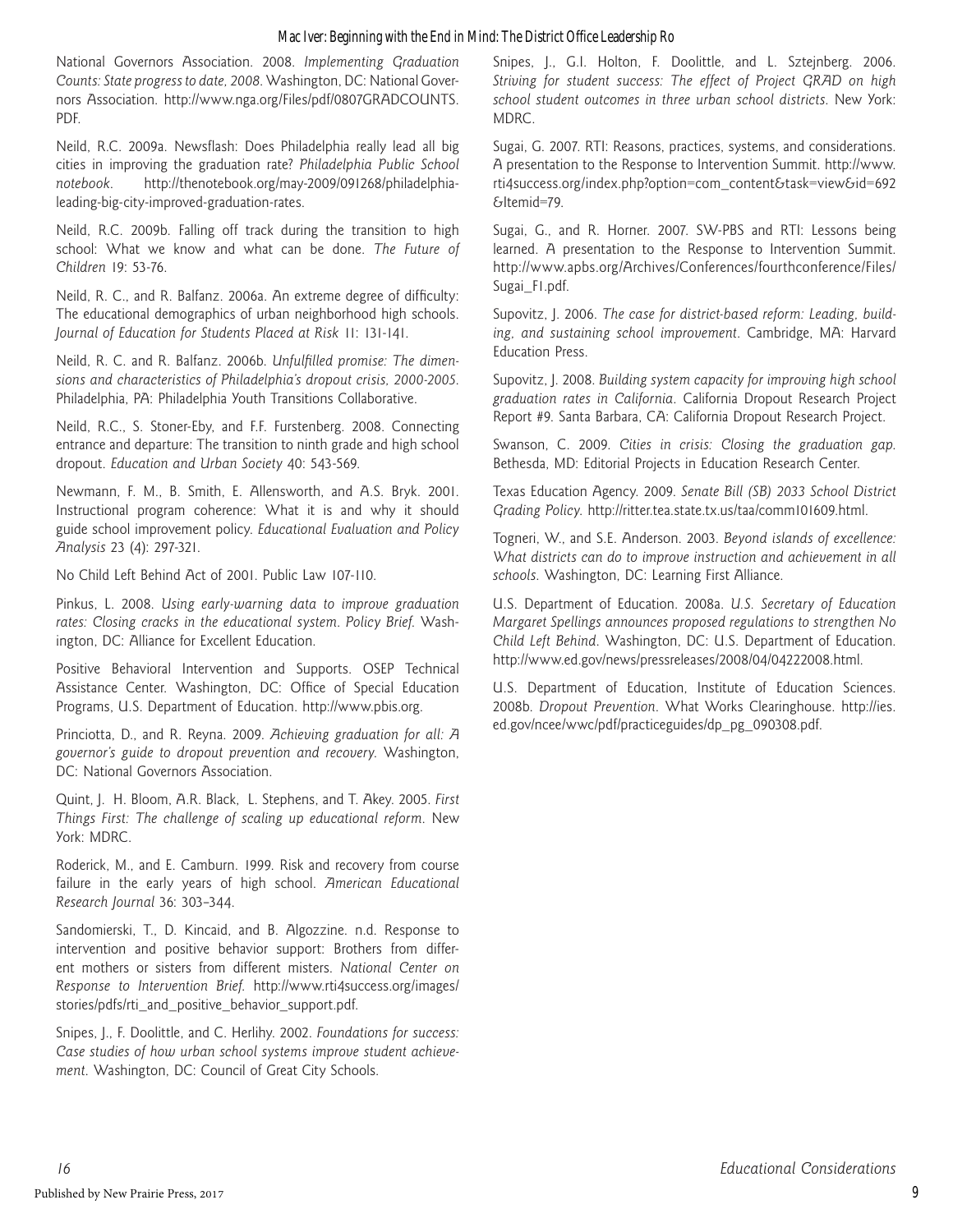National Governors Association. 2008. *Implementing Graduation Counts: State progress to date, 2008*. Washington, DC: National Governors Association. http://www.nga.org/Files/pdf/0807GRADCOUNTS.PDF.

Neild, R.C. 2009a. Newsflash: Does Philadelphia really lead all big cities in improving the graduation rate? *Philadelphia Public School notebook*. http://thenotebook.org/may-2009/091268/philadelphia-leading-big-city-improved-graduation-rates.

Neild, R.C. 2009b. Falling off track during the transition to high school: What we know and what can be done. *The Future of Children* 19: 53-76.

Neild, R. C., and R. Balfanz. 2006a. An extreme degree of difficulty: The educational demographics of urban neighborhood high schools. *Journal of Education for Students Placed at Risk* 11: 131-141.

Neild, R. C. and R. Balfanz. 2006b. *Unfulfilled promise: The dimensions and characteristics of Philadelphia's dropout crisis, 2000-2005*. Philadelphia, PA: Philadelphia Youth Transitions Collaborative.

Neild, R.C., S. Stoner-Eby, and F.F. Furstenberg. 2008. Connecting entrance and departure: The transition to ninth grade and high school dropout. *Education and Urban Society* 40: 543-569.

Newmann, F. M., B. Smith, E. Allensworth, and A.S. Bryk. 2001. Instructional program coherence: What it is and why it should guide school improvement policy. *Educational Evaluation and Policy Analysis* 23 (4): 297-321.

No Child Left Behind Act of 2001. Public Law 107-110.

Pinkus, L. 2008. *Using early-warning data to improve graduation rates: Closing cracks in the educational system. Policy Brief.* Washington, DC: Alliance for Excellent Education.

Positive Behavioral Intervention and Supports. OSEP Technical Assistance Center. Washington, DC: Office of Special Education Programs, U.S. Department of Education. http://www.pbis.org.

Princiotta, D., and R. Reyna. 2009. *Achieving graduation for all: A governor's guide to dropout prevention and recovery*. Washington, DC: National Governors Association.

Quint, J. H. Bloom, A.R. Black, L. Stephens, and T. Akey. 2005. *First Things First: The challenge of scaling up educational reform*. New York: MDRC.

Roderick, M., and E. Camburn. 1999. Risk and recovery from course failure in the early years of high school. *American Educational Research Journal* 36: 303–344.

Sandomierski, T., D. Kincaid, and B. Algozzine. n.d. Response to intervention and positive behavior support: Brothers from different mothers or sisters from different misters. *National Center on Response to Intervention Brief.* http://www.rti4success.org/images/stories/pdfs/rti_and_positive_behavior_support.pdf.

Snipes, J., F. Doolittle, and C. Herlihy. 2002. *Foundations for success: Case studies of how urban school systems improve student achievement*. Washington, DC: Council of Great City Schools.

Snipes, J., G.I. Holton, F. Doolittle, and L. Sztejnberg. 2006. *Striving for student success: The effect of Project GRAD on high school student outcomes in three urban school districts*. New York: MDRC.

Sugai, G. 2007. RTI: Reasons, practices, systems, and considerations. A presentation to the Response to Intervention Summit. http://www.rti4success.org/index.php?option=com_content&task=view&id=692&Itemid=79.

Sugai, G., and R. Horner. 2007. SW-PBS and RTI: Lessons being learned. A presentation to the Response to Intervention Summit. http://www.apbs.org/Archives/Conferences/fourthconference/Files/Sugai_F1.pdf.

Supovitz, J. 2006. *The case for district-based reform: Leading, building, and sustaining school improvement*. Cambridge, MA: Harvard Education Press.

Supovitz, J. 2008. *Building system capacity for improving high school graduation rates in California*. California Dropout Research Project Report #9. Santa Barbara, CA: California Dropout Research Project.

Swanson, C. 2009. *Cities in crisis: Closing the graduation gap.* Bethesda, MD: Editorial Projects in Education Research Center.

Texas Education Agency. 2009. *Senate Bill (SB) 2033 School District Grading Policy.* http://ritter.tea.state.tx.us/taa/comm101609.html.

Togneri, W., and S.E. Anderson. 2003. *Beyond islands of excellence: What districts can do to improve instruction and achievement in all schools*. Washington, DC: Learning First Alliance.

U.S. Department of Education. 2008a. *U.S. Secretary of Education Margaret Spellings announces proposed regulations to strengthen No Child Left Behind*. Washington, DC: U.S. Department of Education. http://www.ed.gov/news/pressreleases/2008/04/04222008.html.

U.S. Department of Education, Institute of Education Sciences. 2008b. *Dropout Prevention*. What Works Clearinghouse. http://ies.ed.gov/ncee/wwc/pdf/practiceguides/dp_pg_090308.pdf.